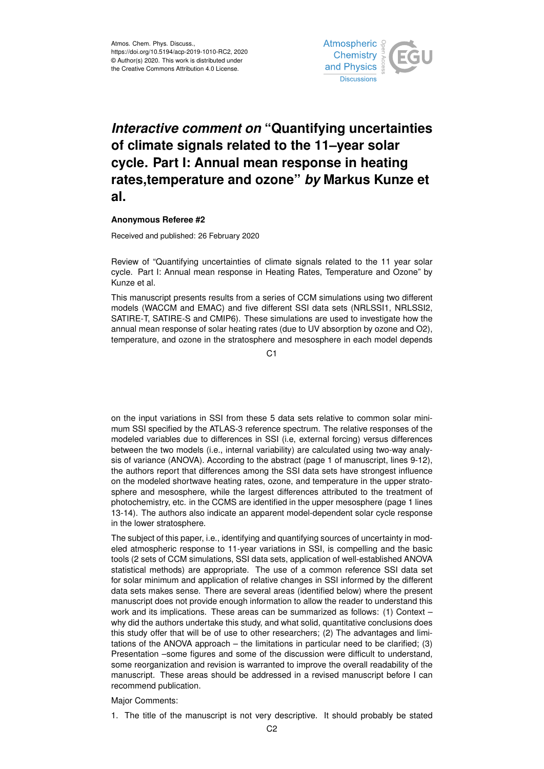Atmos. Chem. Phys. Discuss.,
https://doi.org/10.5194/acp-2019-1010-RC2, 2020
© Author(s) 2020. This work is distributed under
the Creative Commons Attribution 4.0 License.

# *Interactive comment on* "Quantifying uncertainties of climate signals related to the 11–year solar cycle. Part I: Annual mean response in heating rates,temperature and ozone" *by* Markus Kunze et al.

**Anonymous Referee #2**

Received and published: 26 February 2020

Review of "Quantifying uncertainties of climate signals related to the 11 year solar cycle. Part I: Annual mean response in Heating Rates, Temperature and Ozone" by Kunze et al.

This manuscript presents results from a series of CCM simulations using two different models (WACCM and EMAC) and five different SSI data sets (NRLSSI1, NRLSSI2, SATIRE-T, SATIRE-S and CMIP6). These simulations are used to investigate how the annual mean response of solar heating rates (due to UV absorption by ozone and O2), temperature, and ozone in the stratosphere and mesosphere in each model depends on the input variations in SSI from these 5 data sets relative to common solar minimum SSI specified by the ATLAS-3 reference spectrum. The relative responses of the modeled variables due to differences in SSI (i.e, external forcing) versus differences between the two models (i.e., internal variability) are calculated using two-way analysis of variance (ANOVA). According to the abstract (page 1 of manuscript, lines 9-12), the authors report that differences among the SSI data sets have strongest influence on the modeled shortwave heating rates, ozone, and temperature in the upper stratosphere and mesosphere, while the largest differences attributed to the treatment of photochemistry, etc. in the CCMS are identified in the upper mesosphere (page 1 lines 13-14). The authors also indicate an apparent model-dependent solar cycle response in the lower stratosphere.

The subject of this paper, i.e., identifying and quantifying sources of uncertainty in modeled atmospheric response to 11-year variations in SSI, is compelling and the basic tools (2 sets of CCM simulations, SSI data sets, application of well-established ANOVA statistical methods) are appropriate. The use of a common reference SSI data set for solar minimum and application of relative changes in SSI informed by the different data sets makes sense. There are several areas (identified below) where the present manuscript does not provide enough information to allow the reader to understand this work and its implications. These areas can be summarized as follows: (1) Context – why did the authors undertake this study, and what solid, quantitative conclusions does this study offer that will be of use to other researchers; (2) The advantages and limitations of the ANOVA approach – the limitations in particular need to be clarified; (3) Presentation –some figures and some of the discussion were difficult to understand, some reorganization and revision is warranted to improve the overall readability of the manuscript. These areas should be addressed in a revised manuscript before I can recommend publication.

Major Comments:

1. The title of the manuscript is not very descriptive. It should probably be stated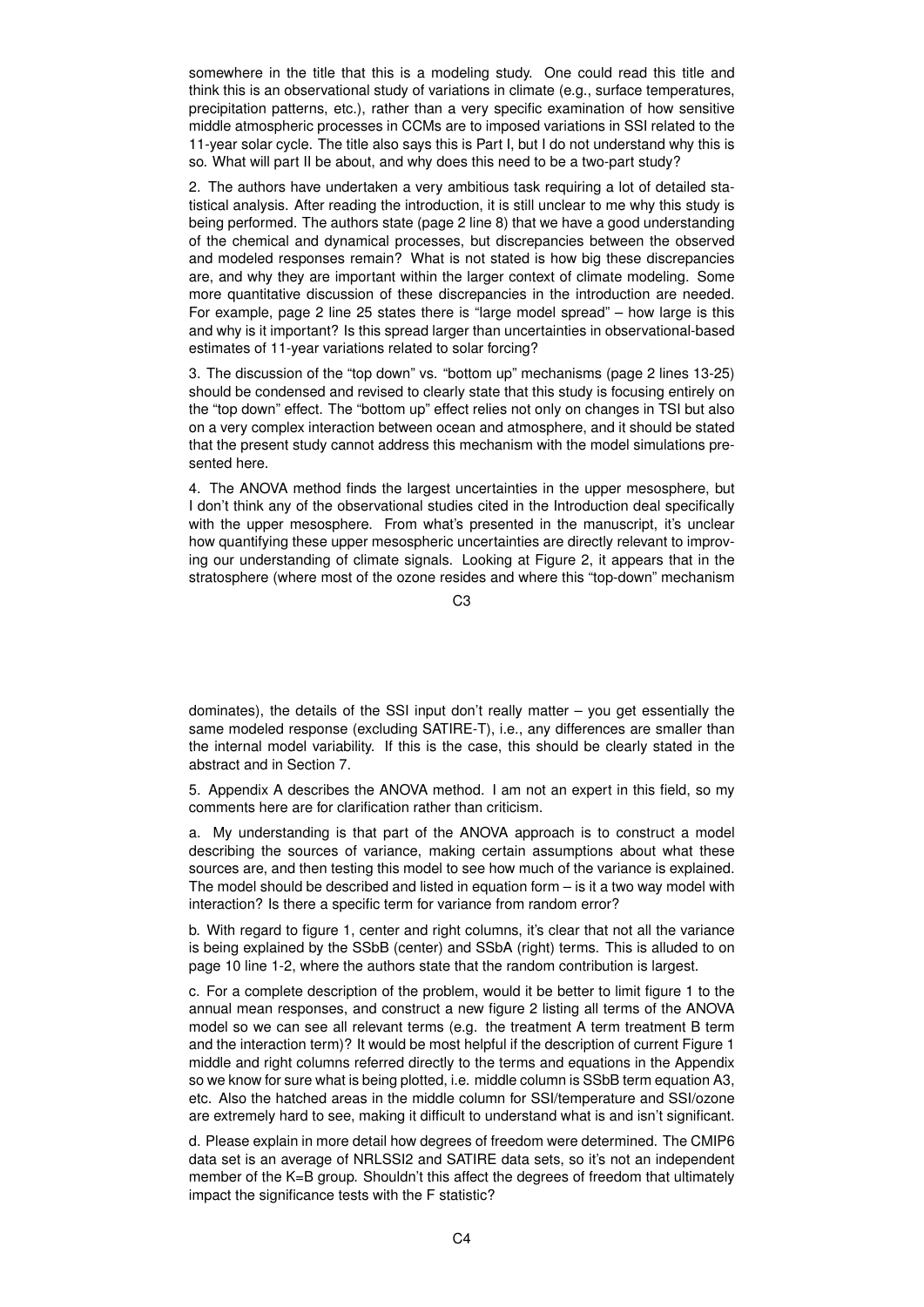somewhere in the title that this is a modeling study. One could read this title and think this is an observational study of variations in climate (e.g., surface temperatures, precipitation patterns, etc.), rather than a very specific examination of how sensitive middle atmospheric processes in CCMs are to imposed variations in SSI related to the 11-year solar cycle. The title also says this is Part I, but I do not understand why this is so. What will part II be about, and why does this need to be a two-part study?

2. The authors have undertaken a very ambitious task requiring a lot of detailed statistical analysis. After reading the introduction, it is still unclear to me why this study is being performed. The authors state (page 2 line 8) that we have a good understanding of the chemical and dynamical processes, but discrepancies between the observed and modeled responses remain? What is not stated is how big these discrepancies are, and why they are important within the larger context of climate modeling. Some more quantitative discussion of these discrepancies in the introduction are needed. For example, page 2 line 25 states there is "large model spread" – how large is this and why is it important? Is this spread larger than uncertainties in observational-based estimates of 11-year variations related to solar forcing?

3. The discussion of the "top down" vs. "bottom up" mechanisms (page 2 lines 13-25) should be condensed and revised to clearly state that this study is focusing entirely on the "top down" effect. The "bottom up" effect relies not only on changes in TSI but also on a very complex interaction between ocean and atmosphere, and it should be stated that the present study cannot address this mechanism with the model simulations presented here.

4. The ANOVA method finds the largest uncertainties in the upper mesosphere, but I don't think any of the observational studies cited in the Introduction deal specifically with the upper mesosphere. From what's presented in the manuscript, it's unclear how quantifying these upper mesospheric uncertainties are directly relevant to improving our understanding of climate signals. Looking at Figure 2, it appears that in the stratosphere (where most of the ozone resides and where this "top-down" mechanism dominates), the details of the SSI input don't really matter – you get essentially the same modeled response (excluding SATIRE-T), i.e., any differences are smaller than the internal model variability. If this is the case, this should be clearly stated in the abstract and in Section 7.

5. Appendix A describes the ANOVA method. I am not an expert in this field, so my comments here are for clarification rather than criticism.

a. My understanding is that part of the ANOVA approach is to construct a model describing the sources of variance, making certain assumptions about what these sources are, and then testing this model to see how much of the variance is explained. The model should be described and listed in equation form – is it a two way model with interaction? Is there a specific term for variance from random error?

b. With regard to figure 1, center and right columns, it's clear that not all the variance is being explained by the SSbB (center) and SSbA (right) terms. This is alluded to on page 10 line 1-2, where the authors state that the random contribution is largest.

c. For a complete description of the problem, would it be better to limit figure 1 to the annual mean responses, and construct a new figure 2 listing all terms of the ANOVA model so we can see all relevant terms (e.g. the treatment A term treatment B term and the interaction term)? It would be most helpful if the description of current Figure 1 middle and right columns referred directly to the terms and equations in the Appendix so we know for sure what is being plotted, i.e. middle column is SSbB term equation A3, etc. Also the hatched areas in the middle column for SSI/temperature and SSI/ozone are extremely hard to see, making it difficult to understand what is and isn't significant.

d. Please explain in more detail how degrees of freedom were determined. The CMIP6 data set is an average of NRLSSI2 and SATIRE data sets, so it's not an independent member of the K=B group. Shouldn't this affect the degrees of freedom that ultimately impact the significance tests with the F statistic?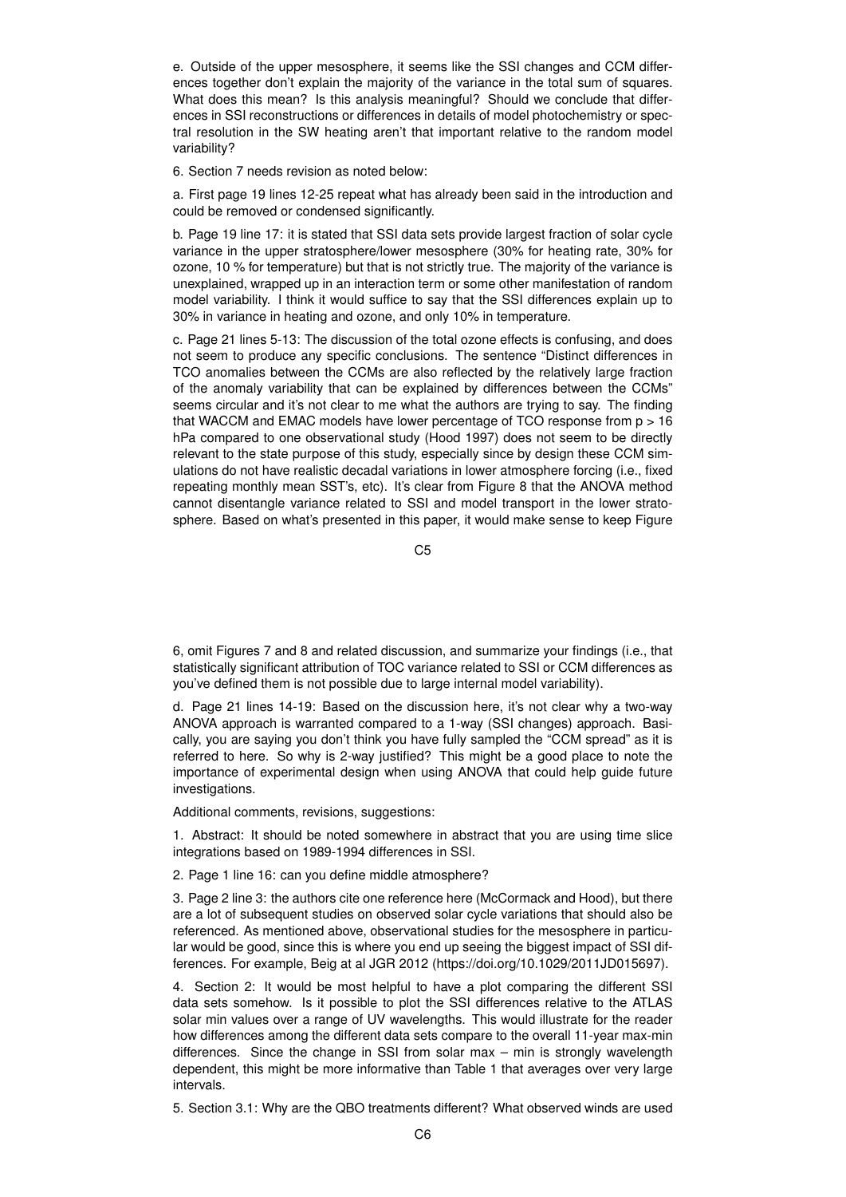e. Outside of the upper mesosphere, it seems like the SSI changes and CCM differences together don't explain the majority of the variance in the total sum of squares. What does this mean? Is this analysis meaningful? Should we conclude that differences in SSI reconstructions or differences in details of model photochemistry or spectral resolution in the SW heating aren't that important relative to the random model variability?

6. Section 7 needs revision as noted below:

a. First page 19 lines 12-25 repeat what has already been said in the introduction and could be removed or condensed significantly.

b. Page 19 line 17: it is stated that SSI data sets provide largest fraction of solar cycle variance in the upper stratosphere/lower mesosphere (30% for heating rate, 30% for ozone, 10 % for temperature) but that is not strictly true. The majority of the variance is unexplained, wrapped up in an interaction term or some other manifestation of random model variability. I think it would suffice to say that the SSI differences explain up to 30% in variance in heating and ozone, and only 10% in temperature.

c. Page 21 lines 5-13: The discussion of the total ozone effects is confusing, and does not seem to produce any specific conclusions. The sentence "Distinct differences in TCO anomalies between the CCMs are also reflected by the relatively large fraction of the anomaly variability that can be explained by differences between the CCMs" seems circular and it's not clear to me what the authors are trying to say. The finding that WACCM and EMAC models have lower percentage of TCO response from p > 16 hPa compared to one observational study (Hood 1997) does not seem to be directly relevant to the state purpose of this study, especially since by design these CCM simulations do not have realistic decadal variations in lower atmosphere forcing (i.e., fixed repeating monthly mean SST's, etc). It's clear from Figure 8 that the ANOVA method cannot disentangle variance related to SSI and model transport in the lower stratosphere. Based on what's presented in this paper, it would make sense to keep Figure 6, omit Figures 7 and 8 and related discussion, and summarize your findings (i.e., that statistically significant attribution of TOC variance related to SSI or CCM differences as you've defined them is not possible due to large internal model variability).

d. Page 21 lines 14-19: Based on the discussion here, it's not clear why a two-way ANOVA approach is warranted compared to a 1-way (SSI changes) approach. Basically, you are saying you don't think you have fully sampled the "CCM spread" as it is referred to here. So why is 2-way justified? This might be a good place to note the importance of experimental design when using ANOVA that could help guide future investigations.

Additional comments, revisions, suggestions:

1. Abstract: It should be noted somewhere in abstract that you are using time slice integrations based on 1989-1994 differences in SSI.

2. Page 1 line 16: can you define middle atmosphere?

3. Page 2 line 3: the authors cite one reference here (McCormack and Hood), but there are a lot of subsequent studies on observed solar cycle variations that should also be referenced. As mentioned above, observational studies for the mesosphere in particular would be good, since this is where you end up seeing the biggest impact of SSI differences. For example, Beig at al JGR 2012 (https://doi.org/10.1029/2011JD015697).

4. Section 2: It would be most helpful to have a plot comparing the different SSI data sets somehow. Is it possible to plot the SSI differences relative to the ATLAS solar min values over a range of UV wavelengths. This would illustrate for the reader how differences among the different data sets compare to the overall 11-year max-min differences. Since the change in SSI from solar max – min is strongly wavelength dependent, this might be more informative than Table 1 that averages over very large intervals.

5. Section 3.1: Why are the QBO treatments different? What observed winds are used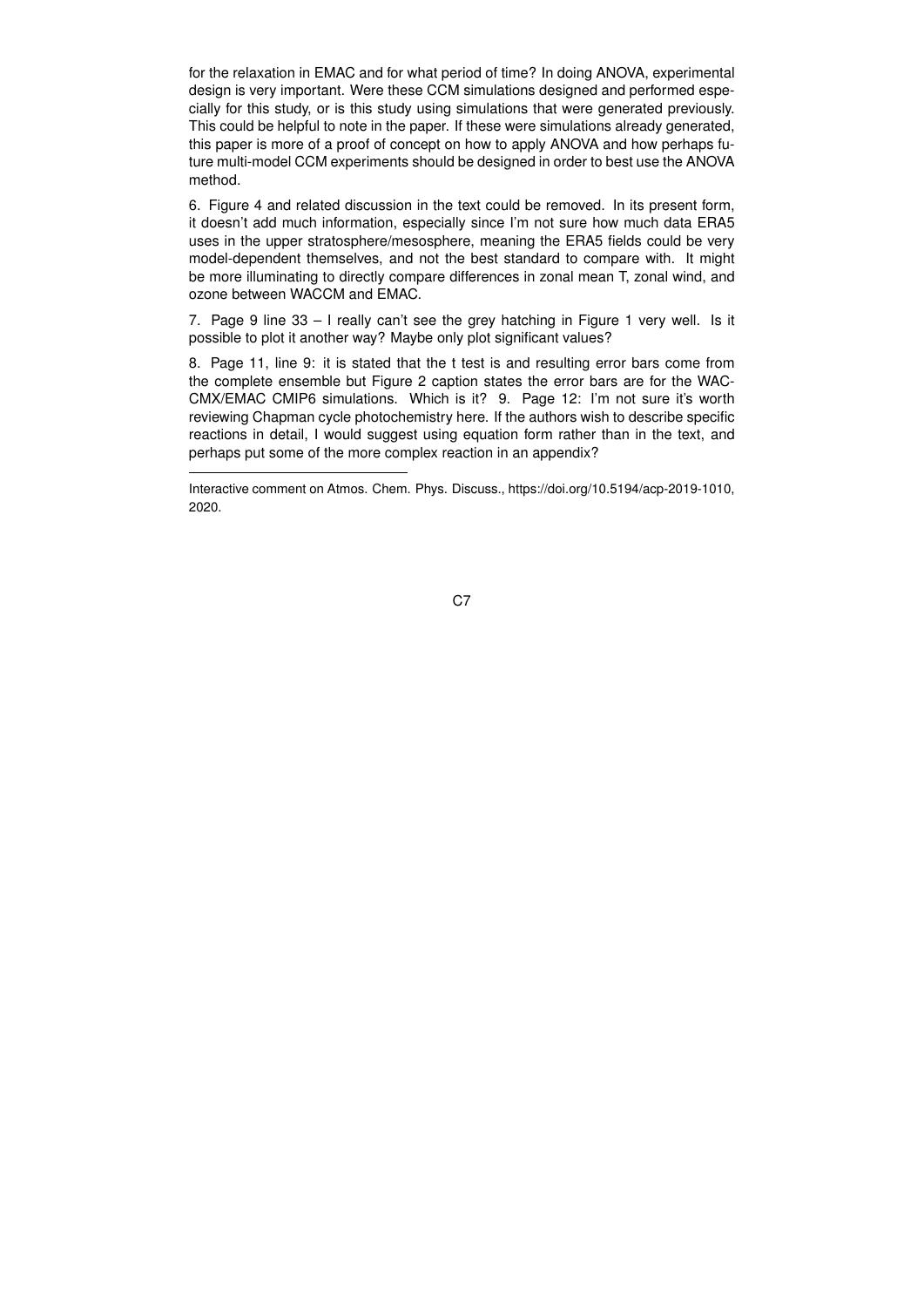for the relaxation in EMAC and for what period of time? In doing ANOVA, experimental design is very important. Were these CCM simulations designed and performed especially for this study, or is this study using simulations that were generated previously. This could be helpful to note in the paper. If these were simulations already generated, this paper is more of a proof of concept on how to apply ANOVA and how perhaps future multi-model CCM experiments should be designed in order to best use the ANOVA method.

6. Figure 4 and related discussion in the text could be removed. In its present form, it doesn't add much information, especially since I'm not sure how much data ERA5 uses in the upper stratosphere/mesosphere, meaning the ERA5 fields could be very model-dependent themselves, and not the best standard to compare with. It might be more illuminating to directly compare differences in zonal mean T, zonal wind, and ozone between WACCM and EMAC.

7. Page 9 line 33 – I really can't see the grey hatching in Figure 1 very well. Is it possible to plot it another way? Maybe only plot significant values?

8. Page 11, line 9: it is stated that the t test is and resulting error bars come from the complete ensemble but Figure 2 caption states the error bars are for the WACCMX/EMAC CMIP6 simulations. Which is it? 9. Page 12: I'm not sure it's worth reviewing Chapman cycle photochemistry here. If the authors wish to describe specific reactions in detail, I would suggest using equation form rather than in the text, and perhaps put some of the more complex reaction in an appendix?

---

Interactive comment on Atmos. Chem. Phys. Discuss., https://doi.org/10.5194/acp-2019-1010, 2020.